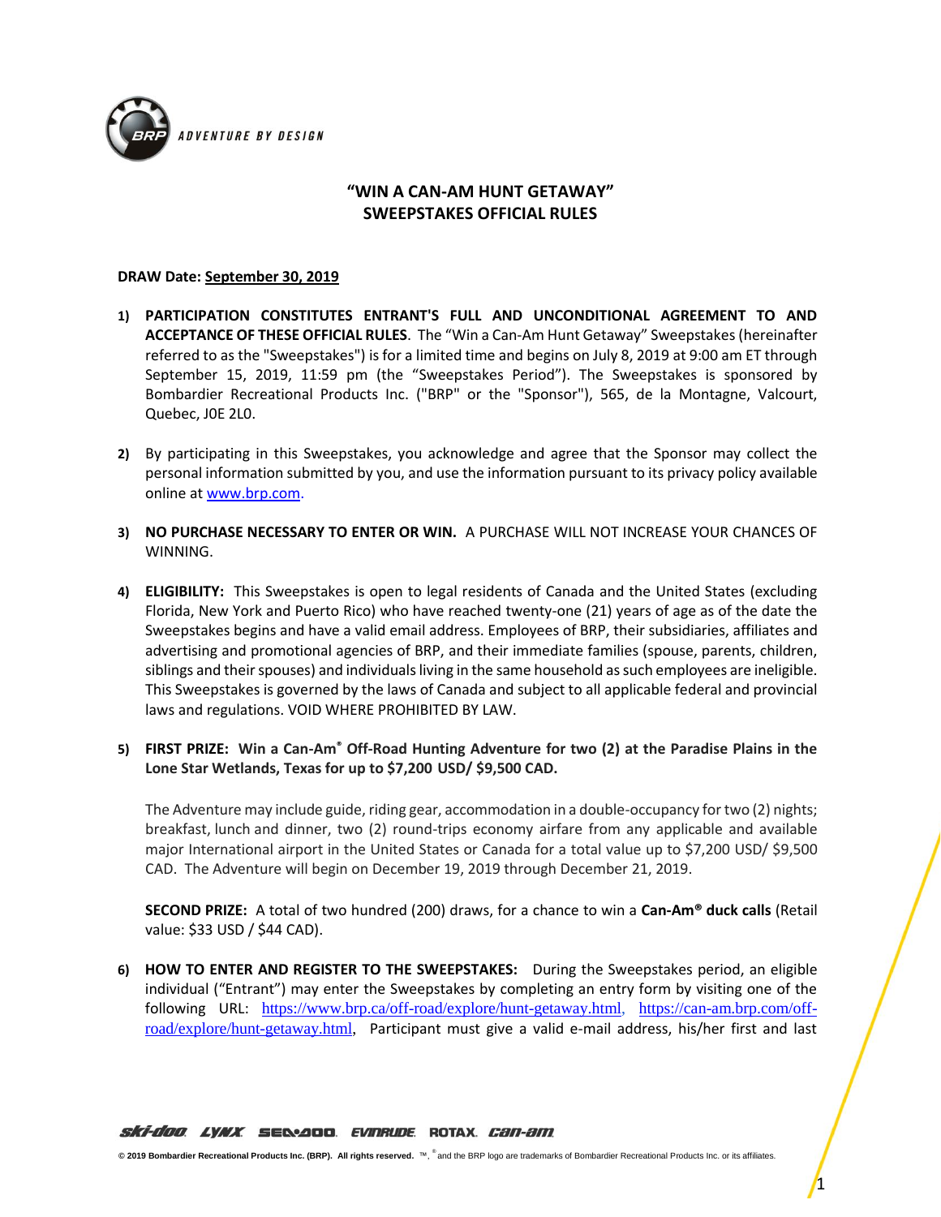# "WIN A CAN-AM HUNT GETAWAY"
# SWEEPSTAKES OFFICIAL RULES

**DRAW Date: September 30, 2019**

1) **PARTICIPATION CONSTITUTES ENTRANT'S FULL AND UNCONDITIONAL AGREEMENT TO AND ACCEPTANCE OF THESE OFFICIAL RULES**. The "Win a Can-Am Hunt Getaway" Sweepstakes (hereinafter referred to as the "Sweepstakes") is for a limited time and begins on July 8, 2019 at 9:00 am ET through September 15, 2019, 11:59 pm (the "Sweepstakes Period"). The Sweepstakes is sponsored by Bombardier Recreational Products Inc. ("BRP" or the "Sponsor"), 565, de la Montagne, Valcourt, Quebec, J0E 2L0.

2) By participating in this Sweepstakes, you acknowledge and agree that the Sponsor may collect the personal information submitted by you, and use the information pursuant to its privacy policy available online at www.brp.com.

3) **NO PURCHASE NECESSARY TO ENTER OR WIN.** A PURCHASE WILL NOT INCREASE YOUR CHANCES OF WINNING.

4) **ELIGIBILITY:** This Sweepstakes is open to legal residents of Canada and the United States (excluding Florida, New York and Puerto Rico) who have reached twenty-one (21) years of age as of the date the Sweepstakes begins and have a valid email address. Employees of BRP, their subsidiaries, affiliates and advertising and promotional agencies of BRP, and their immediate families (spouse, parents, children, siblings and their spouses) and individuals living in the same household as such employees are ineligible. This Sweepstakes is governed by the laws of Canada and subject to all applicable federal and provincial laws and regulations. VOID WHERE PROHIBITED BY LAW.

5) **FIRST PRIZE: Win a Can-Am® Off-Road Hunting Adventure for two (2) at the Paradise Plains in the Lone Star Wetlands, Texas for up to $7,200 USD/ $9,500 CAD.**

   The Adventure may include guide, riding gear, accommodation in a double-occupancy for two (2) nights; breakfast, lunch and dinner, two (2) round-trips economy airfare from any applicable and available major International airport in the United States or Canada for a total value up to $7,200 USD/ $9,500 CAD. The Adventure will begin on December 19, 2019 through December 21, 2019.

   **SECOND PRIZE:** A total of two hundred (200) draws, for a chance to win a **Can-Am® duck calls** (Retail value: $33 USD / $44 CAD).

6) **HOW TO ENTER AND REGISTER TO THE SWEEPSTAKES:** During the Sweepstakes period, an eligible individual ("Entrant") may enter the Sweepstakes by completing an entry form by visiting one of the following URL: https://www.brp.ca/off-road/explore/hunt-getaway.html, https://can-am.brp.com/off-road/explore/hunt-getaway.html, Participant must give a valid e-mail address, his/her first and last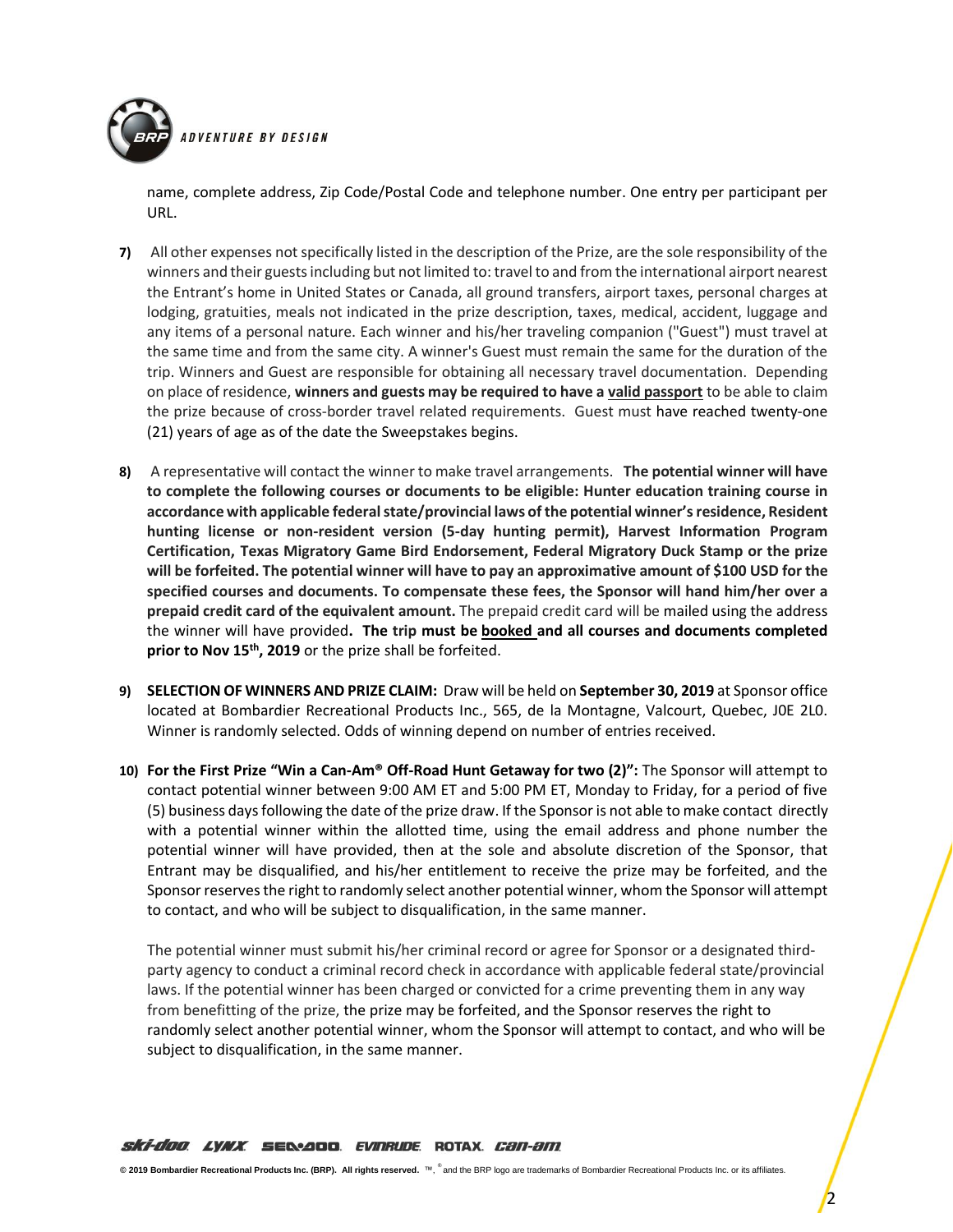name, complete address, Zip Code/Postal Code and telephone number. One entry per participant per URL.

7) All other expenses not specifically listed in the description of the Prize, are the sole responsibility of the winners and their guests including but not limited to: travel to and from the international airport nearest the Entrant's home in United States or Canada, all ground transfers, airport taxes, personal charges at lodging, gratuities, meals not indicated in the prize description, taxes, medical, accident, luggage and any items of a personal nature. Each winner and his/her traveling companion ("Guest") must travel at the same time and from the same city. A winner's Guest must remain the same for the duration of the trip. Winners and Guest are responsible for obtaining all necessary travel documentation. Depending on place of residence, **winners and guests may be required to have a valid passport** to be able to claim the prize because of cross-border travel related requirements. Guest must have reached twenty-one (21) years of age as of the date the Sweepstakes begins.

8) A representative will contact the winner to make travel arrangements. **The potential winner will have to complete the following courses or documents to be eligible: Hunter education training course in accordance with applicable federal state/provincial laws of the potential winner's residence, Resident hunting license or non-resident version (5-day hunting permit), Harvest Information Program Certification, Texas Migratory Game Bird Endorsement, Federal Migratory Duck Stamp or the prize will be forfeited. The potential winner will have to pay an approximative amount of $100 USD for the specified courses and documents. To compensate these fees, the Sponsor will hand him/her over a prepaid credit card of the equivalent amount.** The prepaid credit card will be mailed using the address the winner will have provided**. The trip must be booked and all courses and documents completed prior to Nov 15th, 2019** or the prize shall be forfeited.

9) **SELECTION OF WINNERS AND PRIZE CLAIM:** Draw will be held on **September 30, 2019** at Sponsor office located at Bombardier Recreational Products Inc., 565, de la Montagne, Valcourt, Quebec, J0E 2L0. Winner is randomly selected. Odds of winning depend on number of entries received.

10) **For the First Prize "Win a Can-Am® Off-Road Hunt Getaway for two (2)":** The Sponsor will attempt to contact potential winner between 9:00 AM ET and 5:00 PM ET, Monday to Friday, for a period of five (5) business days following the date of the prize draw. If the Sponsor is not able to make contact directly with a potential winner within the allotted time, using the email address and phone number the potential winner will have provided, then at the sole and absolute discretion of the Sponsor, that Entrant may be disqualified, and his/her entitlement to receive the prize may be forfeited, and the Sponsor reserves the right to randomly select another potential winner, whom the Sponsor will attempt to contact, and who will be subject to disqualification, in the same manner.

    The potential winner must submit his/her criminal record or agree for Sponsor or a designated third-party agency to conduct a criminal record check in accordance with applicable federal state/provincial laws. If the potential winner has been charged or convicted for a crime preventing them in any way from benefitting of the prize, the prize may be forfeited, and the Sponsor reserves the right to randomly select another potential winner, whom the Sponsor will attempt to contact, and who will be subject to disqualification, in the same manner.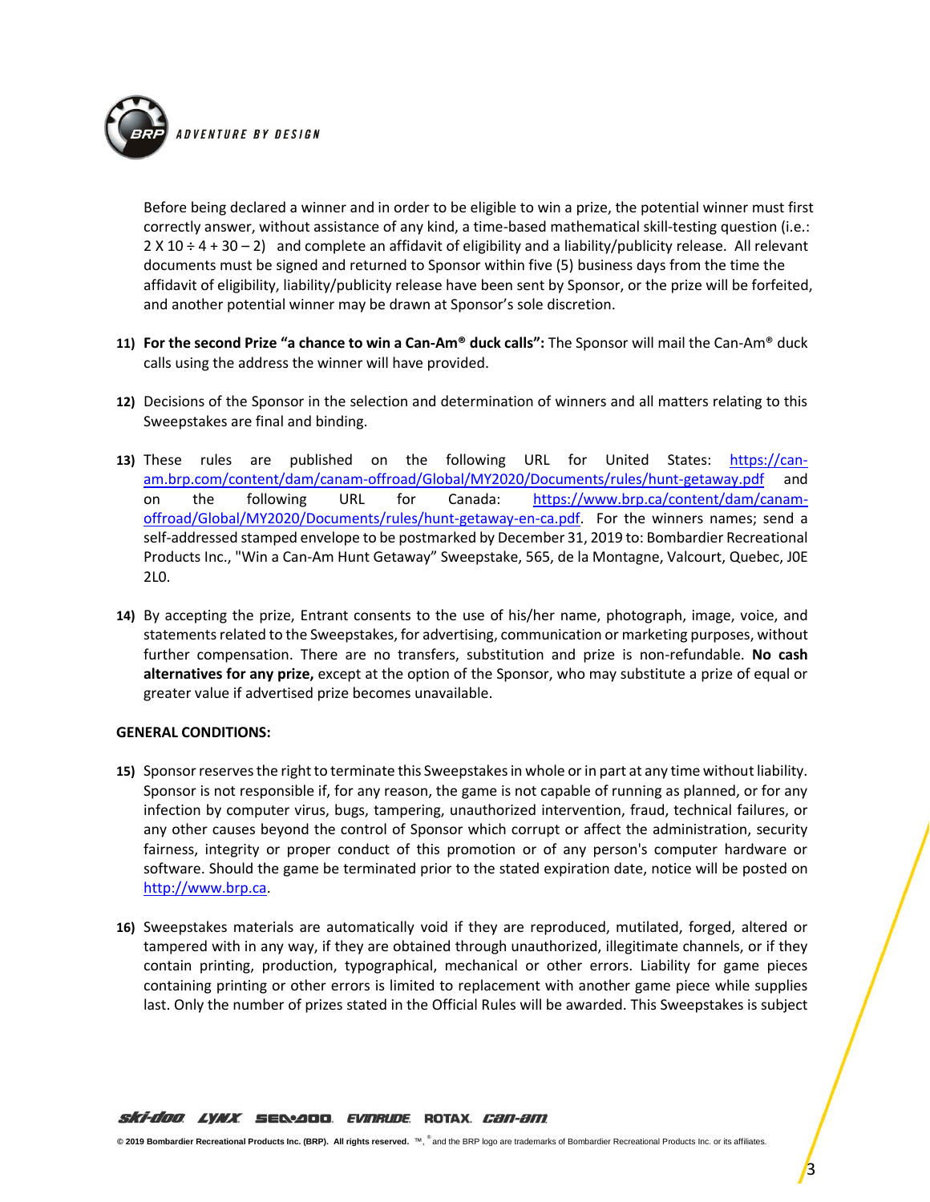Before being declared a winner and in order to be eligible to win a prize, the potential winner must first correctly answer, without assistance of any kind, a time-based mathematical skill-testing question (i.e.: 2 X 10 ÷ 4 + 30 – 2) and complete an affidavit of eligibility and a liability/publicity release. All relevant documents must be signed and returned to Sponsor within five (5) business days from the time the affidavit of eligibility, liability/publicity release have been sent by Sponsor, or the prize will be forfeited, and another potential winner may be drawn at Sponsor's sole discretion.

11) **For the second Prize "a chance to win a Can-Am® duck calls":** The Sponsor will mail the Can-Am® duck calls using the address the winner will have provided.

12) Decisions of the Sponsor in the selection and determination of winners and all matters relating to this Sweepstakes are final and binding.

13) These rules are published on the following URL for United States: https://can-am.brp.com/content/dam/canam-offroad/Global/MY2020/Documents/rules/hunt-getaway.pdf and on the following URL for Canada: https://www.brp.ca/content/dam/canam-offroad/Global/MY2020/Documents/rules/hunt-getaway-en-ca.pdf. For the winners names; send a self-addressed stamped envelope to be postmarked by December 31, 2019 to: Bombardier Recreational Products Inc., "Win a Can-Am Hunt Getaway" Sweepstake, 565, de la Montagne, Valcourt, Quebec, J0E 2L0.

14) By accepting the prize, Entrant consents to the use of his/her name, photograph, image, voice, and statements related to the Sweepstakes, for advertising, communication or marketing purposes, without further compensation. There are no transfers, substitution and prize is non-refundable. **No cash alternatives for any prize,** except at the option of the Sponsor, who may substitute a prize of equal or greater value if advertised prize becomes unavailable.

**GENERAL CONDITIONS:**

15) Sponsor reserves the right to terminate this Sweepstakes in whole or in part at any time without liability. Sponsor is not responsible if, for any reason, the game is not capable of running as planned, or for any infection by computer virus, bugs, tampering, unauthorized intervention, fraud, technical failures, or any other causes beyond the control of Sponsor which corrupt or affect the administration, security fairness, integrity or proper conduct of this promotion or of any person's computer hardware or software. Should the game be terminated prior to the stated expiration date, notice will be posted on http://www.brp.ca.

16) Sweepstakes materials are automatically void if they are reproduced, mutilated, forged, altered or tampered with in any way, if they are obtained through unauthorized, illegitimate channels, or if they contain printing, production, typographical, mechanical or other errors. Liability for game pieces containing printing or other errors is limited to replacement with another game piece while supplies last. Only the number of prizes stated in the Official Rules will be awarded. This Sweepstakes is subject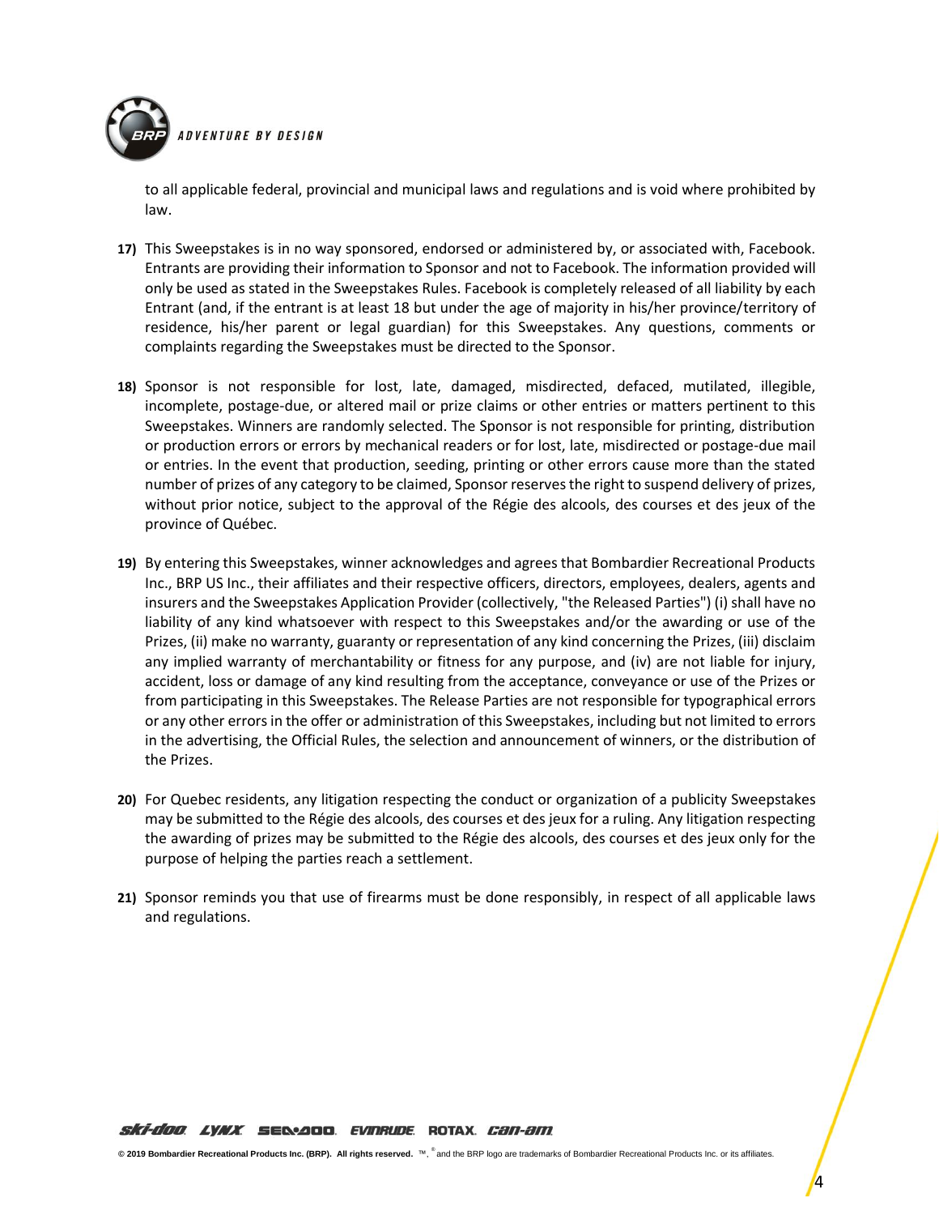to all applicable federal, provincial and municipal laws and regulations and is void where prohibited by law.

17) This Sweepstakes is in no way sponsored, endorsed or administered by, or associated with, Facebook. Entrants are providing their information to Sponsor and not to Facebook. The information provided will only be used as stated in the Sweepstakes Rules. Facebook is completely released of all liability by each Entrant (and, if the entrant is at least 18 but under the age of majority in his/her province/territory of residence, his/her parent or legal guardian) for this Sweepstakes. Any questions, comments or complaints regarding the Sweepstakes must be directed to the Sponsor.

18) Sponsor is not responsible for lost, late, damaged, misdirected, defaced, mutilated, illegible, incomplete, postage-due, or altered mail or prize claims or other entries or matters pertinent to this Sweepstakes. Winners are randomly selected. The Sponsor is not responsible for printing, distribution or production errors or errors by mechanical readers or for lost, late, misdirected or postage-due mail or entries. In the event that production, seeding, printing or other errors cause more than the stated number of prizes of any category to be claimed, Sponsor reserves the right to suspend delivery of prizes, without prior notice, subject to the approval of the Régie des alcools, des courses et des jeux of the province of Québec.

19) By entering this Sweepstakes, winner acknowledges and agrees that Bombardier Recreational Products Inc., BRP US Inc., their affiliates and their respective officers, directors, employees, dealers, agents and insurers and the Sweepstakes Application Provider (collectively, "the Released Parties") (i) shall have no liability of any kind whatsoever with respect to this Sweepstakes and/or the awarding or use of the Prizes, (ii) make no warranty, guaranty or representation of any kind concerning the Prizes, (iii) disclaim any implied warranty of merchantability or fitness for any purpose, and (iv) are not liable for injury, accident, loss or damage of any kind resulting from the acceptance, conveyance or use of the Prizes or from participating in this Sweepstakes. The Release Parties are not responsible for typographical errors or any other errors in the offer or administration of this Sweepstakes, including but not limited to errors in the advertising, the Official Rules, the selection and announcement of winners, or the distribution of the Prizes.

20) For Quebec residents, any litigation respecting the conduct or organization of a publicity Sweepstakes may be submitted to the Régie des alcools, des courses et des jeux for a ruling. Any litigation respecting the awarding of prizes may be submitted to the Régie des alcools, des courses et des jeux only for the purpose of helping the parties reach a settlement.

21) Sponsor reminds you that use of firearms must be done responsibly, in respect of all applicable laws and regulations.